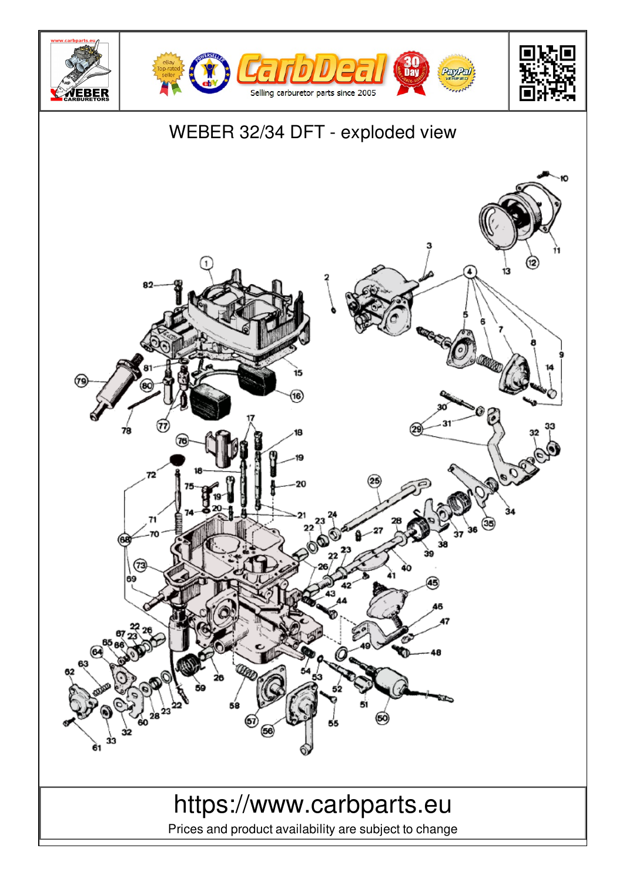# WEBER 32/34 DFT - exploded view

https://www.carbparts.eu

Prices and product availability are subject to change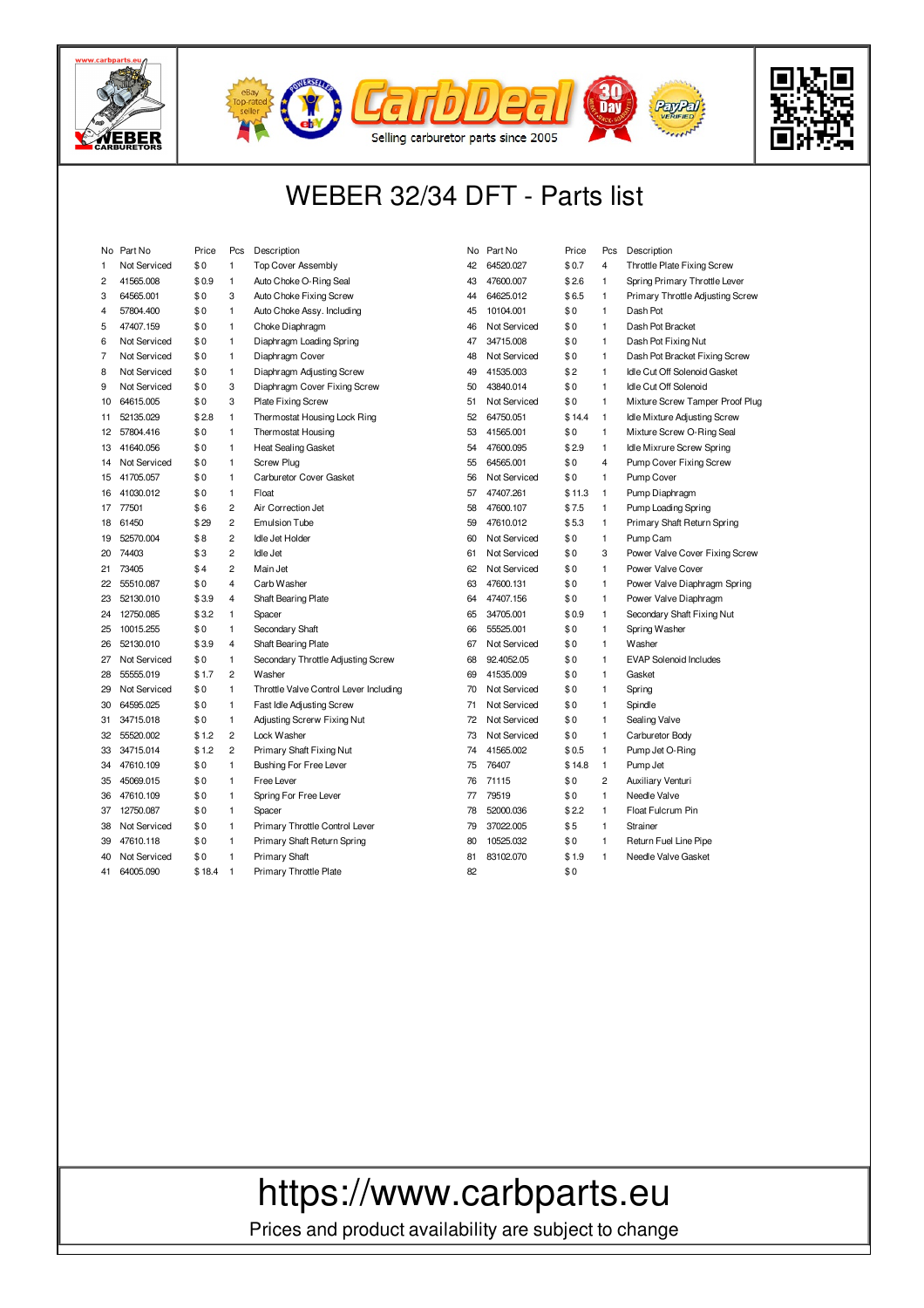www.carpbarts.eu

WEBER CARBURETORS

eBay Top-rated seller

POWERSELLER

CarbDeal

Selling carburetor parts since 2005

30 Day

PayPal VERIFIED

# WEBER 32/34 DFT - Parts list

| No | Part No | Price | Pcs | Description | No | Part No | Price | Pcs | Description |
|---|---|---|---|---|---|---|---|---|---|
| 1 | Not Serviced | $ 0 | 1 | Top Cover Assembly | 42 | 64520.027 | $ 0.7 | 4 | Throttle Plate Fixing Screw |
| 2 | 41565.008 | $ 0.9 | 1 | Auto Choke O-Ring Seal | 43 | 47600.007 | $ 2.6 | 1 | Spring Primary Throttle Lever |
| 3 | 64565.001 | $ 0 | 3 | Auto Choke Fixing Screw | 44 | 64625.012 | $ 6.5 | 1 | Primary Throttle Adjusting Screw |
| 4 | 57804.400 | $ 0 | 1 | Auto Choke Assy. Including | 45 | 10104.001 | $ 0 | 1 | Dash Pot |
| 5 | 47407.159 | $ 0 | 1 | Choke Diaphragm | 46 | Not Serviced | $ 0 | 1 | Dash Pot Bracket |
| 6 | Not Serviced | $ 0 | 1 | Diaphragm Loading Spring | 47 | 34715.008 | $ 0 | 1 | Dash Pot Fixing Nut |
| 7 | Not Serviced | $ 0 | 1 | Diaphragm Cover | 48 | Not Serviced | $ 0 | 1 | Dash Pot Bracket Fixing Screw |
| 8 | Not Serviced | $ 0 | 1 | Diaphragm Adjusting Screw | 49 | 41535.003 | $ 2 | 1 | Idle Cut Off Solenoid Gasket |
| 9 | Not Serviced | $ 0 | 3 | Diaphragm Cover Fixing Screw | 50 | 43840.014 | $ 0 | 1 | Idle Cut Off Solenoid |
| 10 | 64615.005 | $ 0 | 3 | Plate Fixing Screw | 51 | Not Serviced | $ 0 | 1 | Mixture Screw Tamper Proof Plug |
| 11 | 52135.029 | $ 2.8 | 1 | Thermostat Housing Lock Ring | 52 | 64750.051 | $ 14.4 | 1 | Idle Mixture Adjusting Screw |
| 12 | 57804.416 | $ 0 | 1 | Thermostat Housing | 53 | 41565.001 | $ 0 | 1 | Mixture Screw O-Ring Seal |
| 13 | 41640.056 | $ 0 | 1 | Heat Sealing Gasket | 54 | 47600.095 | $ 2.9 | 1 | Idle Mixrure Screw Spring |
| 14 | Not Serviced | $ 0 | 1 | Screw Plug | 55 | 64565.001 | $ 0 | 4 | Pump Cover Fixing Screw |
| 15 | 41705.057 | $ 0 | 1 | Carburetor Cover Gasket | 56 | Not Serviced | $ 0 | 1 | Pump Cover |
| 16 | 41030.012 | $ 0 | 1 | Float | 57 | 47407.261 | $ 11.3 | 1 | Pump Diaphragm |
| 17 | 77501 | $ 6 | 2 | Air Correction Jet | 58 | 47600.107 | $ 7.5 | 1 | Pump Loading Spring |
| 18 | 61450 | $ 29 | 2 | Emulsion Tube | 59 | 47610.012 | $ 5.3 | 1 | Primary Shaft Return Spring |
| 19 | 52570.004 | $ 8 | 2 | Idle Jet Holder | 60 | Not Serviced | $ 0 | 1 | Pump Cam |
| 20 | 74403 | $ 3 | 2 | Idle Jet | 61 | Not Serviced | $ 0 | 3 | Power Valve Cover Fixing Screw |
| 21 | 73405 | $ 4 | 2 | Main Jet | 62 | Not Serviced | $ 0 | 1 | Power Valve Cover |
| 22 | 55510.087 | $ 0 | 4 | Carb Washer | 63 | 47600.131 | $ 0 | 1 | Power Valve Diaphragm Spring |
| 23 | 52130.010 | $ 3.9 | 4 | Shaft Bearing Plate | 64 | 47407.156 | $ 0 | 1 | Power Valve Diaphragm |
| 24 | 12750.085 | $ 3.2 | 1 | Spacer | 65 | 34705.001 | $ 0.9 | 1 | Secondary Shaft Fixing Nut |
| 25 | 10015.255 | $ 0 | 1 | Secondary Shaft | 66 | 55525.001 | $ 0 | 1 | Spring Washer |
| 26 | 52130.010 | $ 3.9 | 4 | Shaft Bearing Plate | 67 | Not Serviced | $ 0 | 1 | Washer |
| 27 | Not Serviced | $ 0 | 1 | Secondary Throttle Adjusting Screw | 68 | 92.4052.05 | $ 0 | 1 | EVAP Solenoid Includes |
| 28 | 55555.019 | $ 1.7 | 2 | Washer | 69 | 41535.009 | $ 0 | 1 | Gasket |
| 29 | Not Serviced | $ 0 | 1 | Throttle Valve Control Lever Including | 70 | Not Serviced | $ 0 | 1 | Spring |
| 30 | 64595.025 | $ 0 | 1 | Fast Idle Adjusting Screw | 71 | Not Serviced | $ 0 | 1 | Spindle |
| 31 | 34715.018 | $ 0 | 1 | Adjusting Screrw Fixing Nut | 72 | Not Serviced | $ 0 | 1 | Sealing Valve |
| 32 | 55520.002 | $ 1.2 | 2 | Lock Washer | 73 | Not Serviced | $ 0 | 1 | Carburetor Body |
| 33 | 34715.014 | $ 1.2 | 2 | Primary Shaft Fixing Nut | 74 | 41565.002 | $ 0.5 | 1 | Pump Jet O-Ring |
| 34 | 47610.109 | $ 0 | 1 | Bushing For Free Lever | 75 | 76407 | $ 14.8 | 1 | Pump Jet |
| 35 | 45069.015 | $ 0 | 1 | Free Lever | 76 | 71115 | $ 0 | 2 | Auxiliary Venturi |
| 36 | 47610.109 | $ 0 | 1 | Spring For Free Lever | 77 | 79519 | $ 0 | 1 | Needle Valve |
| 37 | 12750.087 | $ 0 | 1 | Spacer | 78 | 52000.036 | $ 2.2 | 1 | Float Fulcrum Pin |
| 38 | Not Serviced | $ 0 | 1 | Primary Throttle Control Lever | 79 | 37022.005 | $ 5 | 1 | Strainer |
| 39 | 47610.118 | $ 0 | 1 | Primary Shaft Return Spring | 80 | 10525.032 | $ 0 | 1 | Return Fuel Line Pipe |
| 40 | Not Serviced | $ 0 | 1 | Primary Shaft | 81 | 83102.070 | $ 1.9 | 1 | Needle Valve Gasket |
| 41 | 64005.090 | $ 18.4 | 1 | Primary Throttle Plate | 82 | | $ 0 | | |

https://www.carbparts.eu

Prices and product availability are subject to change